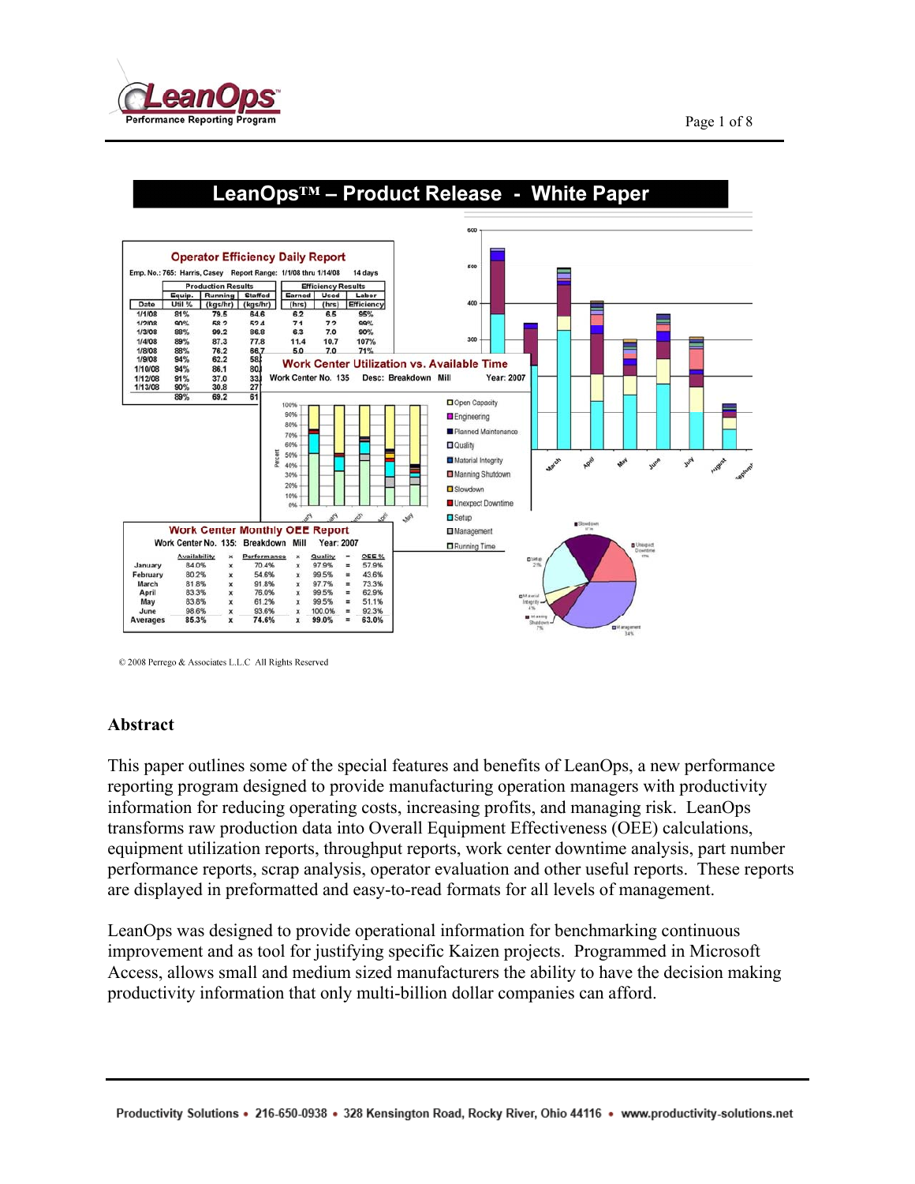# LeanOps™ – Product Release - White Paper

© 2008 Perrego & Associates L.L.C All Rights Reserved

## Abstract

This paper outlines some of the special features and benefits of LeanOps, a new performance reporting program designed to provide manufacturing operation managers with productivity information for reducing operating costs, increasing profits, and managing risk. LeanOps transforms raw production data into Overall Equipment Effectiveness (OEE) calculations, equipment utilization reports, throughput reports, work center downtime analysis, part number performance reports, scrap analysis, operator evaluation and other useful reports. These reports are displayed in preformatted and easy-to-read formats for all levels of management.

LeanOps was designed to provide operational information for benchmarking continuous improvement and as tool for justifying specific Kaizen projects. Programmed in Microsoft Access, allows small and medium sized manufacturers the ability to have the decision making productivity information that only multi-billion dollar companies can afford.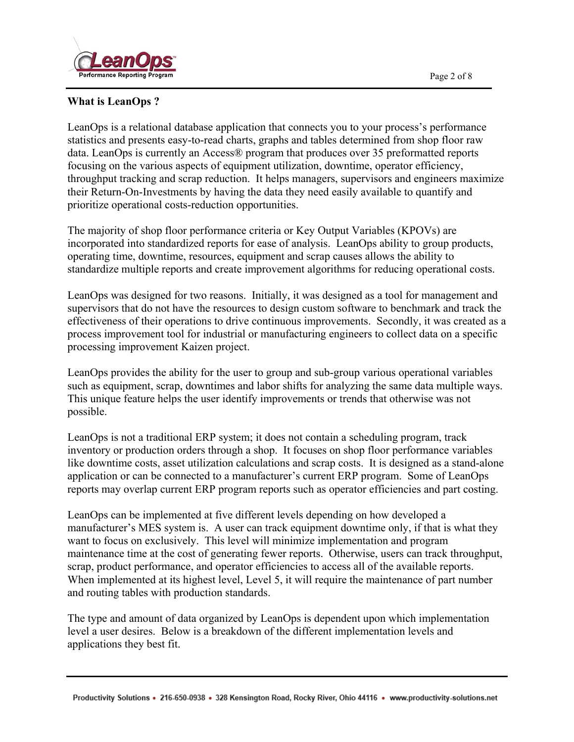## What is LeanOps ?

LeanOps is a relational database application that connects you to your process's performance statistics and presents easy-to-read charts, graphs and tables determined from shop floor raw data. LeanOps is currently an Access® program that produces over 35 preformatted reports focusing on the various aspects of equipment utilization, downtime, operator efficiency, throughput tracking and scrap reduction. It helps managers, supervisors and engineers maximize their Return-On-Investments by having the data they need easily available to quantify and prioritize operational costs-reduction opportunities.

The majority of shop floor performance criteria or Key Output Variables (KPOVs) are incorporated into standardized reports for ease of analysis. LeanOps ability to group products, operating time, downtime, resources, equipment and scrap causes allows the ability to standardize multiple reports and create improvement algorithms for reducing operational costs.

LeanOps was designed for two reasons. Initially, it was designed as a tool for management and supervisors that do not have the resources to design custom software to benchmark and track the effectiveness of their operations to drive continuous improvements. Secondly, it was created as a process improvement tool for industrial or manufacturing engineers to collect data on a specific processing improvement Kaizen project.

LeanOps provides the ability for the user to group and sub-group various operational variables such as equipment, scrap, downtimes and labor shifts for analyzing the same data multiple ways. This unique feature helps the user identify improvements or trends that otherwise was not possible.

LeanOps is not a traditional ERP system; it does not contain a scheduling program, track inventory or production orders through a shop. It focuses on shop floor performance variables like downtime costs, asset utilization calculations and scrap costs. It is designed as a stand-alone application or can be connected to a manufacturer's current ERP program. Some of LeanOps reports may overlap current ERP program reports such as operator efficiencies and part costing.

LeanOps can be implemented at five different levels depending on how developed a manufacturer's MES system is. A user can track equipment downtime only, if that is what they want to focus on exclusively. This level will minimize implementation and program maintenance time at the cost of generating fewer reports. Otherwise, users can track throughput, scrap, product performance, and operator efficiencies to access all of the available reports. When implemented at its highest level, Level 5, it will require the maintenance of part number and routing tables with production standards.

The type and amount of data organized by LeanOps is dependent upon which implementation level a user desires. Below is a breakdown of the different implementation levels and applications they best fit.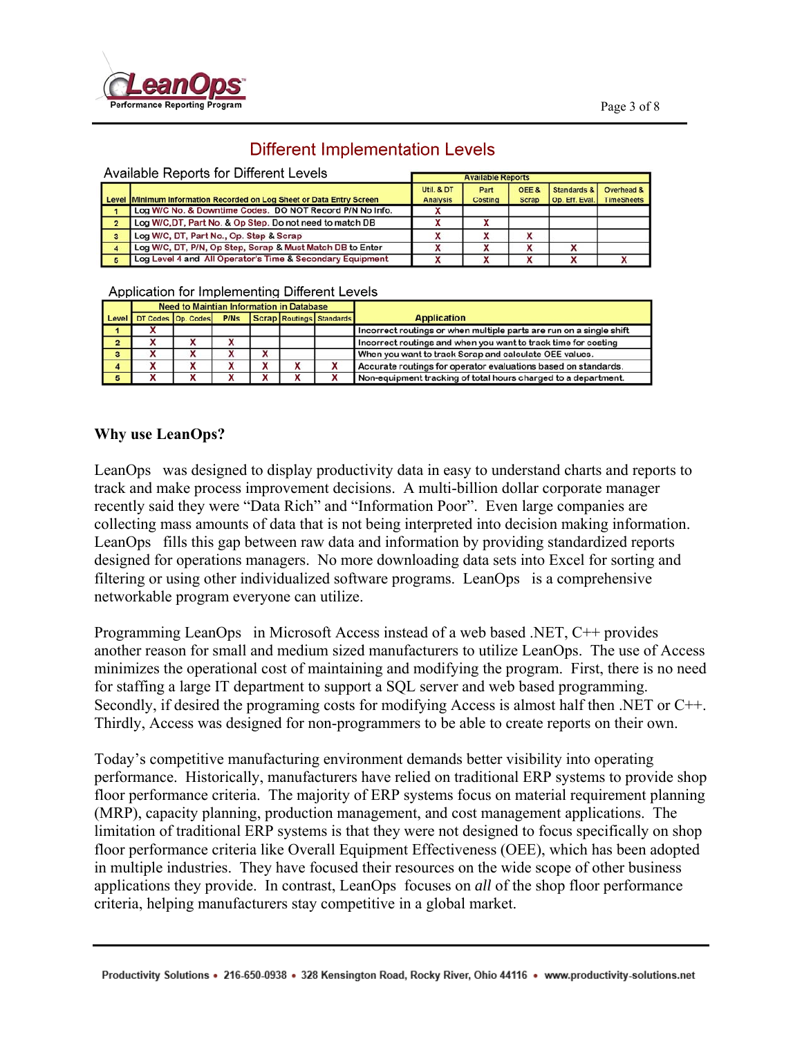## Different Implementation Levels

Available Reports for Different Levels

| Level | Minimum Information Recorded on Log Sheet or Data Entry Screen | Available Reports | | | | |
|---|---|---|---|---|---|---|
| | | Util. & DT Analysis | Part Costing | OEE & Scrap | Standards & Op. Eff. Eval. | Overhead & TimeSheets |
| 1 | Log W/C No. & Downtime Codes. DO NOT Record P/N No Info. | X | | | | |
| 2 | Log W/C,DT, Part No. & Op Step. Do not need to match DB | X | X | | | |
| 3 | Log W/C, DT, Part No., Op. Step & Scrap | X | X | X | | |
| 4 | Log W/C, DT, P/N, Op Step, Scrap & Must Match DB to Enter | X | X | X | X | |
| 5 | Log Level 4 and All Operator's Time & Secondary Equipment | X | X | X | X | X |

Application for Implementing Different Levels

| Level | Need to Maintian Information in Database | | | | | | Application |
|---|---|---|---|---|---|---|---|
| | DT Codes | Op. Codes | P/Ns | Scrap | Routings | Standards | |
| 1 | X | | | | | | Incorrect routings or when multiple parts are run on a single shift |
| 2 | X | X | X | | | | Incorrect routings and when you want to track time for costing |
| 3 | X | X | X | X | | | When you want to track Scrap and calculate OEE values. |
| 4 | X | X | X | X | X | X | Accurate routings for operator evaluations based on standards. |
| 5 | X | X | X | X | X | X | Non-equipment tracking of total hours charged to a department. |

**Why use LeanOps?**

LeanOps was designed to display productivity data in easy to understand charts and reports to track and make process improvement decisions. A multi-billion dollar corporate manager recently said they were "Data Rich" and "Information Poor". Even large companies are collecting mass amounts of data that is not being interpreted into decision making information. LeanOps fills this gap between raw data and information by providing standardized reports designed for operations managers. No more downloading data sets into Excel for sorting and filtering or using other individualized software programs. LeanOps is a comprehensive networkable program everyone can utilize.

Programming LeanOps in Microsoft Access instead of a web based .NET, C++ provides another reason for small and medium sized manufacturers to utilize LeanOps. The use of Access minimizes the operational cost of maintaining and modifying the program. First, there is no need for staffing a large IT department to support a SQL server and web based programming. Secondly, if desired the programing costs for modifying Access is almost half then .NET or C++. Thirdly, Access was designed for non-programmers to be able to create reports on their own.

Today's competitive manufacturing environment demands better visibility into operating performance. Historically, manufacturers have relied on traditional ERP systems to provide shop floor performance criteria. The majority of ERP systems focus on material requirement planning (MRP), capacity planning, production management, and cost management applications. The limitation of traditional ERP systems is that they were not designed to focus specifically on shop floor performance criteria like Overall Equipment Effectiveness (OEE), which has been adopted in multiple industries. They have focused their resources on the wide scope of other business applications they provide. In contrast, LeanOps focuses on *all* of the shop floor performance criteria, helping manufacturers stay competitive in a global market.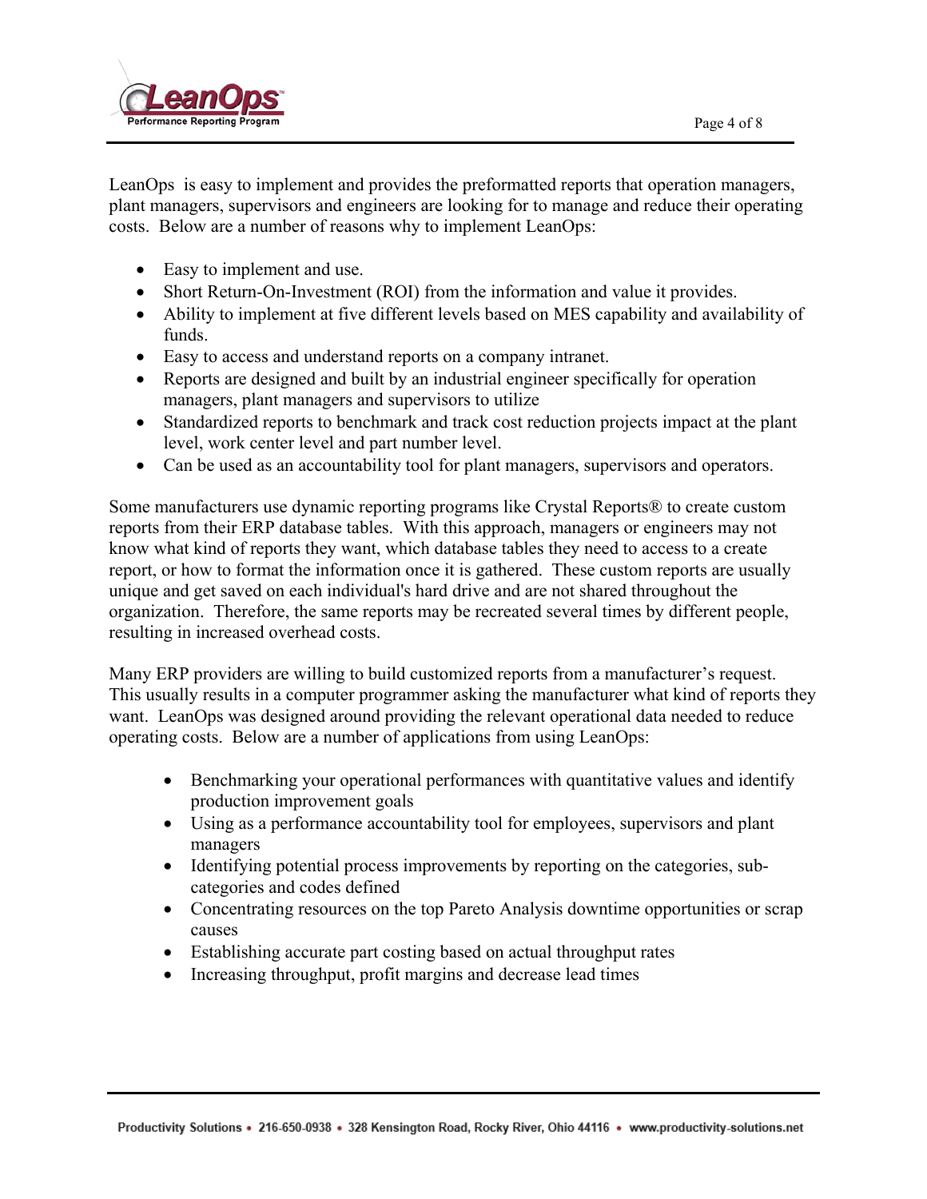LeanOps is easy to implement and provides the preformatted reports that operation managers, plant managers, supervisors and engineers are looking for to manage and reduce their operating costs. Below are a number of reasons why to implement LeanOps:

- Easy to implement and use.
- Short Return-On-Investment (ROI) from the information and value it provides.
- Ability to implement at five different levels based on MES capability and availability of funds.
- Easy to access and understand reports on a company intranet.
- Reports are designed and built by an industrial engineer specifically for operation managers, plant managers and supervisors to utilize
- Standardized reports to benchmark and track cost reduction projects impact at the plant level, work center level and part number level.
- Can be used as an accountability tool for plant managers, supervisors and operators.

Some manufacturers use dynamic reporting programs like Crystal Reports® to create custom reports from their ERP database tables. With this approach, managers or engineers may not know what kind of reports they want, which database tables they need to access to a create report, or how to format the information once it is gathered. These custom reports are usually unique and get saved on each individual's hard drive and are not shared throughout the organization. Therefore, the same reports may be recreated several times by different people, resulting in increased overhead costs.

Many ERP providers are willing to build customized reports from a manufacturer's request. This usually results in a computer programmer asking the manufacturer what kind of reports they want. LeanOps was designed around providing the relevant operational data needed to reduce operating costs. Below are a number of applications from using LeanOps:

- Benchmarking your operational performances with quantitative values and identify production improvement goals
- Using as a performance accountability tool for employees, supervisors and plant managers
- Identifying potential process improvements by reporting on the categories, sub-categories and codes defined
- Concentrating resources on the top Pareto Analysis downtime opportunities or scrap causes
- Establishing accurate part costing based on actual throughput rates
- Increasing throughput, profit margins and decrease lead times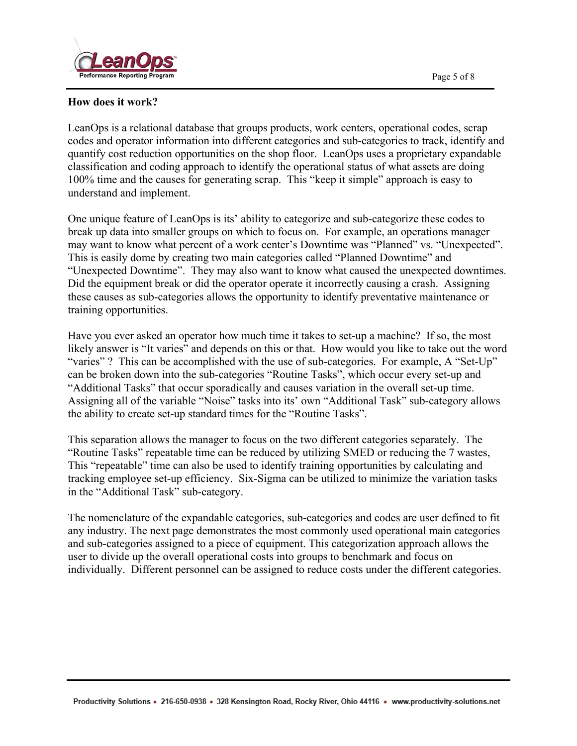**How does it work?**

LeanOps is a relational database that groups products, work centers, operational codes, scrap codes and operator information into different categories and sub-categories to track, identify and quantify cost reduction opportunities on the shop floor. LeanOps uses a proprietary expandable classification and coding approach to identify the operational status of what assets are doing 100% time and the causes for generating scrap. This "keep it simple" approach is easy to understand and implement.

One unique feature of LeanOps is its' ability to categorize and sub-categorize these codes to break up data into smaller groups on which to focus on. For example, an operations manager may want to know what percent of a work center's Downtime was "Planned" vs. "Unexpected". This is easily dome by creating two main categories called "Planned Downtime" and "Unexpected Downtime". They may also want to know what caused the unexpected downtimes. Did the equipment break or did the operator operate it incorrectly causing a crash. Assigning these causes as sub-categories allows the opportunity to identify preventative maintenance or training opportunities.

Have you ever asked an operator how much time it takes to set-up a machine? If so, the most likely answer is "It varies" and depends on this or that. How would you like to take out the word "varies" ? This can be accomplished with the use of sub-categories. For example, A "Set-Up" can be broken down into the sub-categories "Routine Tasks", which occur every set-up and "Additional Tasks" that occur sporadically and causes variation in the overall set-up time. Assigning all of the variable "Noise" tasks into its' own "Additional Task" sub-category allows the ability to create set-up standard times for the "Routine Tasks".

This separation allows the manager to focus on the two different categories separately. The "Routine Tasks" repeatable time can be reduced by utilizing SMED or reducing the 7 wastes, This "repeatable" time can also be used to identify training opportunities by calculating and tracking employee set-up efficiency. Six-Sigma can be utilized to minimize the variation tasks in the "Additional Task" sub-category.

The nomenclature of the expandable categories, sub-categories and codes are user defined to fit any industry. The next page demonstrates the most commonly used operational main categories and sub-categories assigned to a piece of equipment. This categorization approach allows the user to divide up the overall operational costs into groups to benchmark and focus on individually. Different personnel can be assigned to reduce costs under the different categories.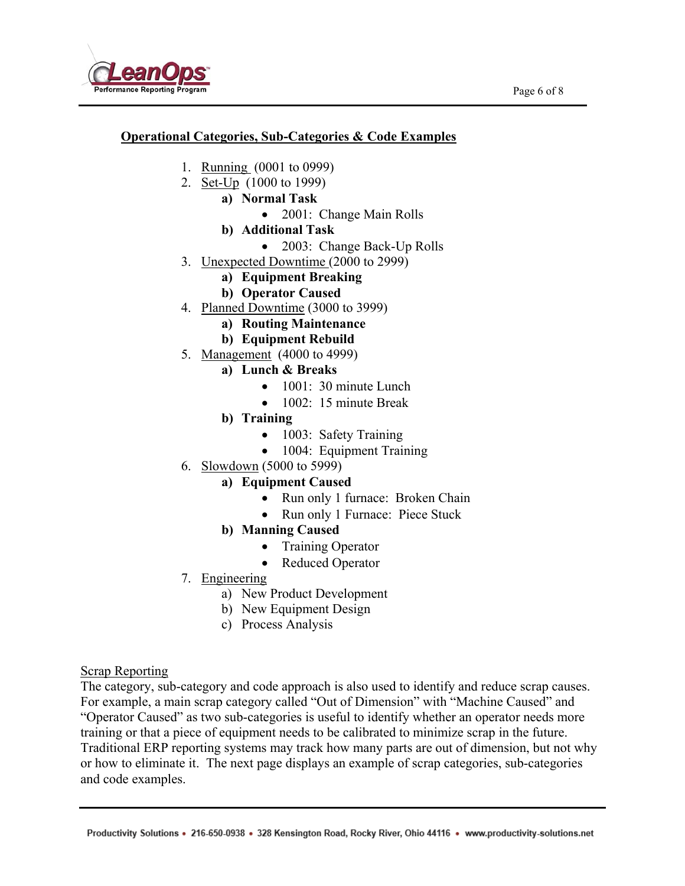**<u>Operational Categories, Sub-Categories & Code Examples</u>**

1. <u>Running</u> (0001 to 0999)
2. <u>Set-Up</u> (1000 to 1999)
    - **a) Normal Task**
        - 2001: Change Main Rolls
    - **b) Additional Task**
        - 2003: Change Back-Up Rolls
3. <u>Unexpected Downtime</u> (2000 to 2999)
    - **a) Equipment Breaking**
    - **b) Operator Caused**
4. <u>Planned Downtime</u> (3000 to 3999)
    - **a) Routing Maintenance**
    - **b) Equipment Rebuild**
5. <u>Management</u> (4000 to 4999)
    - **a) Lunch & Breaks**
        - 1001: 30 minute Lunch
        - 1002: 15 minute Break
    - **b) Training**
        - 1003: Safety Training
        - 1004: Equipment Training
6. <u>Slowdown</u> (5000 to 5999)
    - **a) Equipment Caused**
        - Run only 1 furnace: Broken Chain
        - Run only 1 Furnace: Piece Stuck
    - **b) Manning Caused**
        - Training Operator
        - Reduced Operator
7. <u>Engineering</u>
    - a) New Product Development
    - b) New Equipment Design
    - c) Process Analysis

<u>Scrap Reporting</u>

The category, sub-category and code approach is also used to identify and reduce scrap causes. For example, a main scrap category called "Out of Dimension" with "Machine Caused" and "Operator Caused" as two sub-categories is useful to identify whether an operator needs more training or that a piece of equipment needs to be calibrated to minimize scrap in the future. Traditional ERP reporting systems may track how many parts are out of dimension, but not why or how to eliminate it. The next page displays an example of scrap categories, sub-categories and code examples.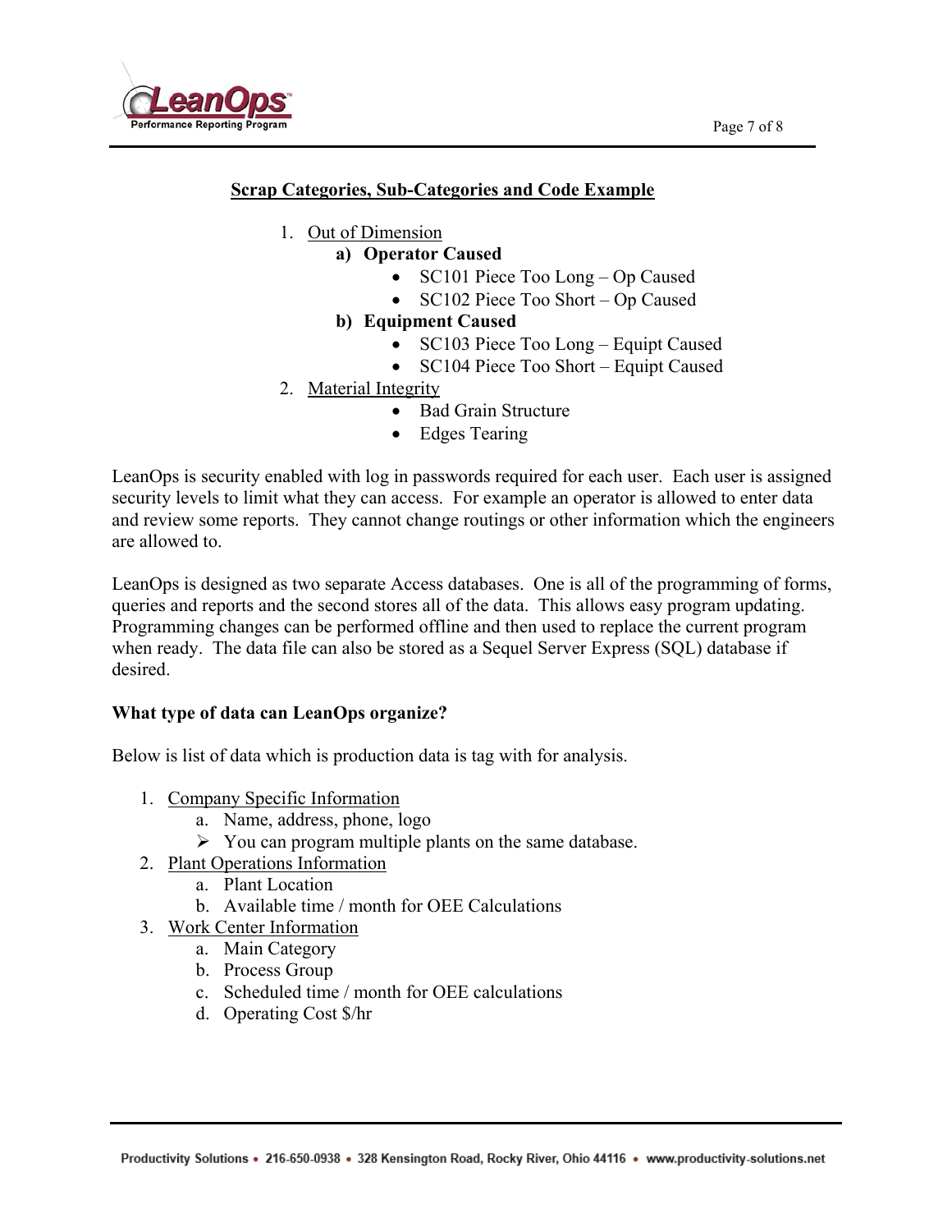## Scrap Categories, Sub-Categories and Code Example

1. Out of Dimension
   a) **Operator Caused**
      - SC101 Piece Too Long – Op Caused
      - SC102 Piece Too Short – Op Caused

   b) **Equipment Caused**
      - SC103 Piece Too Long – Equipt Caused
      - SC104 Piece Too Short – Equipt Caused
2. Material Integrity
   - Bad Grain Structure
   - Edges Tearing

LeanOps is security enabled with log in passwords required for each user. Each user is assigned security levels to limit what they can access. For example an operator is allowed to enter data and review some reports. They cannot change routings or other information which the engineers are allowed to.

LeanOps is designed as two separate Access databases. One is all of the programming of forms, queries and reports and the second stores all of the data. This allows easy program updating. Programming changes can be performed offline and then used to replace the current program when ready. The data file can also be stored as a Sequel Server Express (SQL) database if desired.

**What type of data can LeanOps organize?**

Below is list of data which is production data is tag with for analysis.

1. Company Specific Information
   a. Name, address, phone, logo
   - You can program multiple plants on the same database.
2. Plant Operations Information
   a. Plant Location
   b. Available time / month for OEE Calculations
3. Work Center Information
   a. Main Category
   b. Process Group
   c. Scheduled time / month for OEE calculations
   d. Operating Cost $/hr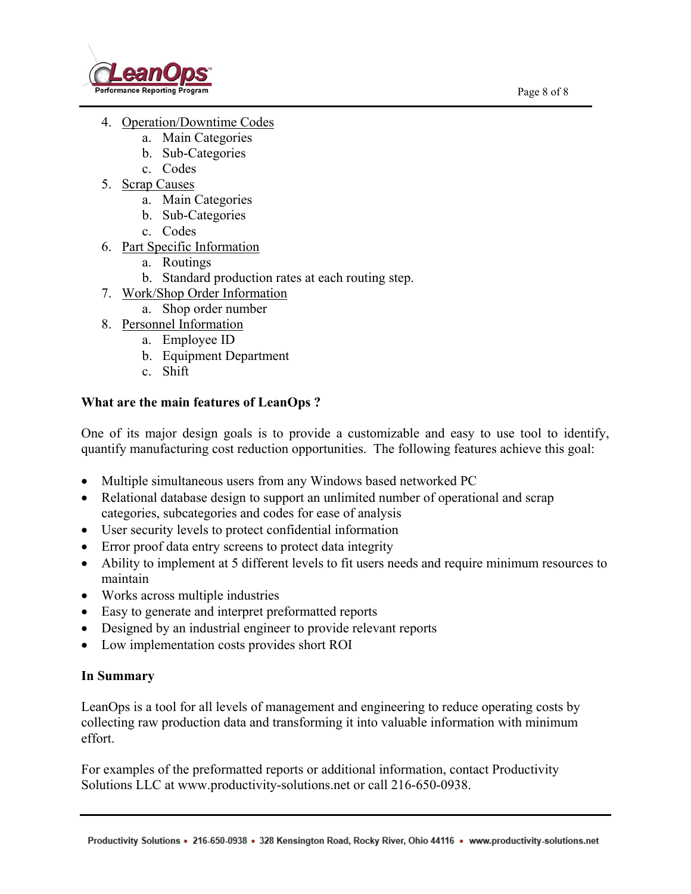4. Operation/Downtime Codes
    a. Main Categories
    b. Sub-Categories
    c. Codes
5. Scrap Causes
    a. Main Categories
    b. Sub-Categories
    c. Codes
6. Part Specific Information
    a. Routings
    b. Standard production rates at each routing step.
7. Work/Shop Order Information
    a. Shop order number
8. Personnel Information
    a. Employee ID
    b. Equipment Department
    c. Shift

**What are the main features of LeanOps ?**

One of its major design goals is to provide a customizable and easy to use tool to identify, quantify manufacturing cost reduction opportunities. The following features achieve this goal:

- Multiple simultaneous users from any Windows based networked PC
- Relational database design to support an unlimited number of operational and scrap categories, subcategories and codes for ease of analysis
- User security levels to protect confidential information
- Error proof data entry screens to protect data integrity
- Ability to implement at 5 different levels to fit users needs and require minimum resources to maintain
- Works across multiple industries
- Easy to generate and interpret preformatted reports
- Designed by an industrial engineer to provide relevant reports
- Low implementation costs provides short ROI

**In Summary**

LeanOps is a tool for all levels of management and engineering to reduce operating costs by collecting raw production data and transforming it into valuable information with minimum effort.

For examples of the preformatted reports or additional information, contact Productivity Solutions LLC at www.productivity-solutions.net or call 216-650-0938.